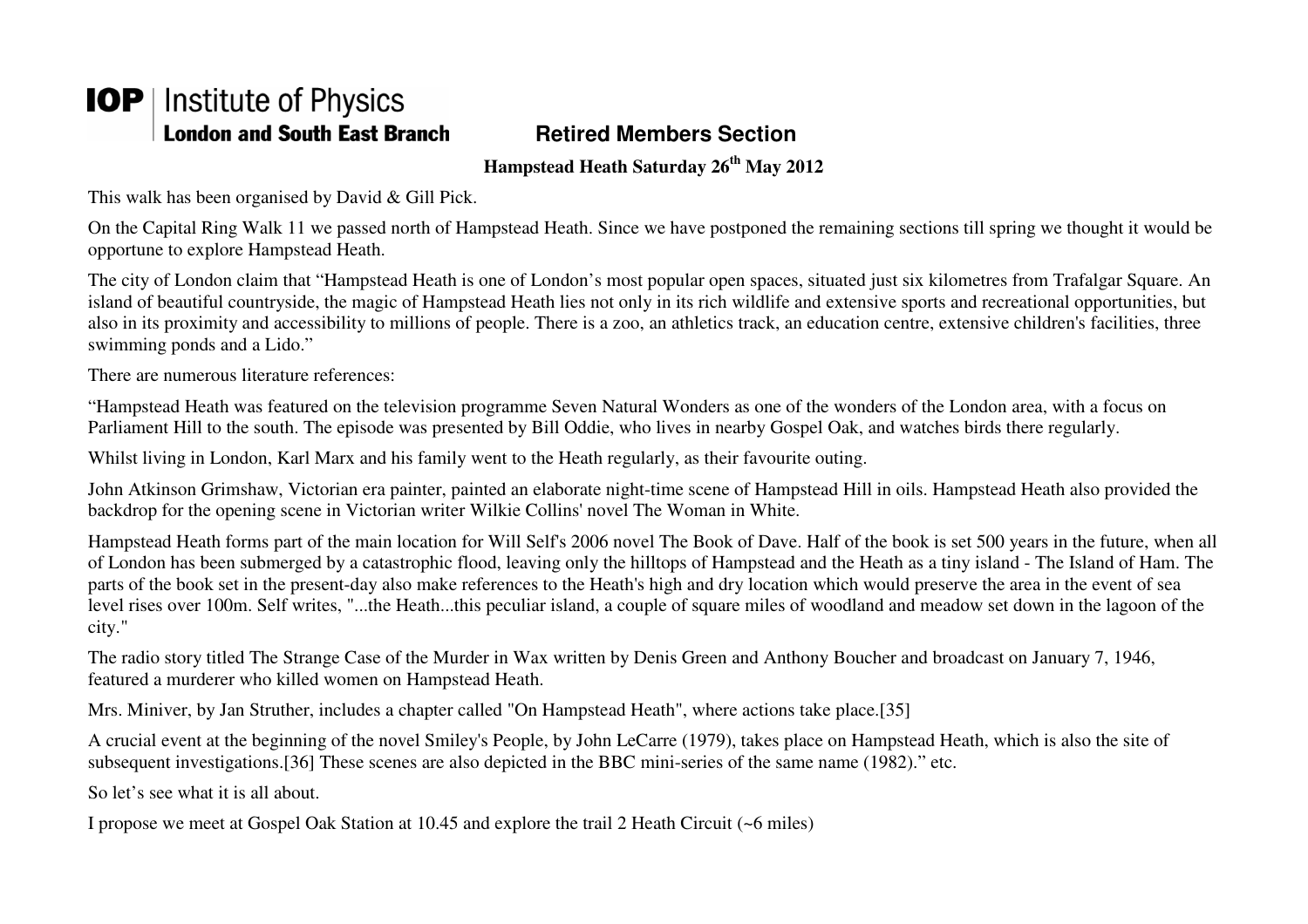**IOP | Institute of Physics**
**London and South East Branch**

## Retired Members Section

### Hampstead Heath Saturday 26th May 2012

This walk has been organised by David & Gill Pick.

On the Capital Ring Walk 11 we passed north of Hampstead Heath. Since we have postponed the remaining sections till spring we thought it would be opportune to explore Hampstead Heath.

The city of London claim that "Hampstead Heath is one of London's most popular open spaces, situated just six kilometres from Trafalgar Square. An island of beautiful countryside, the magic of Hampstead Heath lies not only in its rich wildlife and extensive sports and recreational opportunities, but also in its proximity and accessibility to millions of people. There is a zoo, an athletics track, an education centre, extensive children's facilities, three swimming ponds and a Lido."

There are numerous literature references:

"Hampstead Heath was featured on the television programme Seven Natural Wonders as one of the wonders of the London area, with a focus on Parliament Hill to the south. The episode was presented by Bill Oddie, who lives in nearby Gospel Oak, and watches birds there regularly.

Whilst living in London, Karl Marx and his family went to the Heath regularly, as their favourite outing.

John Atkinson Grimshaw, Victorian era painter, painted an elaborate night-time scene of Hampstead Hill in oils. Hampstead Heath also provided the backdrop for the opening scene in Victorian writer Wilkie Collins' novel The Woman in White.

Hampstead Heath forms part of the main location for Will Self's 2006 novel The Book of Dave. Half of the book is set 500 years in the future, when all of London has been submerged by a catastrophic flood, leaving only the hilltops of Hampstead and the Heath as a tiny island - The Island of Ham. The parts of the book set in the present-day also make references to the Heath's high and dry location which would preserve the area in the event of sea level rises over 100m. Self writes, "...the Heath...this peculiar island, a couple of square miles of woodland and meadow set down in the lagoon of the city."

The radio story titled The Strange Case of the Murder in Wax written by Denis Green and Anthony Boucher and broadcast on January 7, 1946, featured a murderer who killed women on Hampstead Heath.

Mrs. Miniver, by Jan Struther, includes a chapter called "On Hampstead Heath", where actions take place.[35]

A crucial event at the beginning of the novel Smiley's People, by John LeCarre (1979), takes place on Hampstead Heath, which is also the site of subsequent investigations.[36] These scenes are also depicted in the BBC mini-series of the same name (1982)." etc.

So let's see what it is all about.

I propose we meet at Gospel Oak Station at 10.45 and explore the trail 2 Heath Circuit (~6 miles)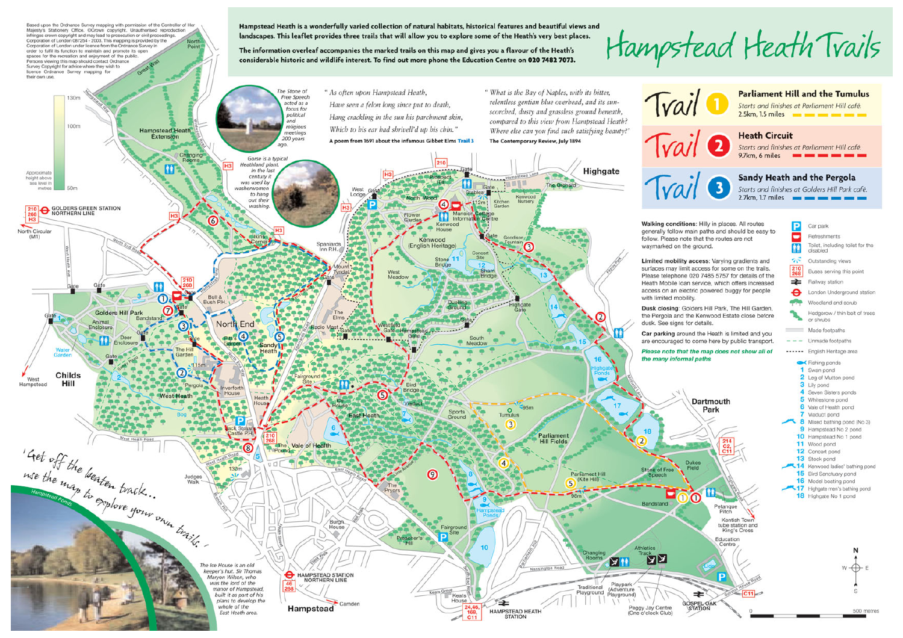# Hampstead Heath Trails

**Hampstead Heath is a wonderfully varied collection of natural habitats, historical features and beautiful views and landscapes. This leaflet provides three trails that will allow you to explore some of the Heath's very best places.**

**The information overleaf accompanies the marked trails on this map and gives you a flavour of the Heath's considerable historic and wildlife interest. To find out more phone the Education Centre on 020 7482 7073.**

Based upon the Ordnance Survey mapping with permission of the Controller of Her Majesty's Stationery Office. ©Crown copyright. Unauthorised reproduction infringes crown copyright and may lead to prosecution or civil proceedings. Corporation of London 087254 - 2003. This mapping is provided by the Corporation of London under licence from the Ordnance Survey in order to fulfil its function to maintain and promote its open spaces for the recreation and enjoyment of the public. Persons viewing this map should contact Ordnance Survey Copyright for advice where they wish to licence Ordnance Survey mapping for their own use.

| Trail | Name | Start/Finish | Distance |
|---|---|---|---|
| Trail 1 | **Parliament Hill and the Tumulus** | Starts and finishes at Parliament Hill café. | 2.5km, 1.5 miles |
| Trail 2 | **Heath Circuit** | Starts and finishes at Parliament Hill café. | 9.7km, 6 miles |
| Trail 3 | **Sandy Heath and the Pergola** | Starts and finishes at Golders Hill Park café. | 2.7km, 1.7 miles |

*"As often upon Hampstead Heath,*
*Have seen a felon long since put to death,*
*Hang crackling in the sun his parchment skin,*
*Which to his ear bad shrivell'd up his chin."*

**A poem from 1691 about the infamous Gibbet Elms Trail 3**

*"What is the Bay of Naples, with its bitter, relentless gentian blue overhead, and its sun-scorched, dusty and grassless ground beneath, compared to this view from Hampstead Heath? Where else can you find such satisfying beauty?"*

**The Contemporary Review, July 1894**

The Stone of Free Speech acted as a focus for political and religious meetings 200 years ago.

Gorse is a typical Heathland plant. In the last century it was used by washerwomen to hang out their washing.

The Ice House is an old keeper's hut. Sir Thomas Maryon Wilson, who was the lord of the manor of Hampstead, built it as part of his plans to develop the whole of the East Heath area.

*'Get off the beaten track... use the map to explore your own trails.'*

Hampstead Ponds

**Walking conditions:** Hilly in places. All routes generally follow main paths and should be easy to follow. Please note that the routes are not waymarked on the ground.

**Limited mobility access:** Varying gradients and surfaces may limit access for some on the trails. Please telephone 020 7485 5757 for details of the Heath Mobile loan service, which offers increased access on an electric powered buggy for people with limited mobility.

**Dusk closing:** Golders Hill Park, The Hill Garden, the Pergola and the Kenwood Estate close before dusk. See signs for details.

**Car parking** around the Heath is limited and you are encouraged to come here by public transport.

*Please note that the map does not show all of the many informal paths*

Car park
Refreshments
Toilet, including toilet for the disabled
Outstanding views
Buses serving this point
Railway station
London Underground station
Woodland and scrub
Hedgerow / thin belt of trees or shrubs
Made footpaths
Unmade footpaths
English Heritage area

Fishing ponds
1 Swan pond
2 Leg of Mutton pond
3 Lily pond
4 Seven Sisters ponds
5 Whitestone pond
6 Vale of Health pond
7 Viaduct pond
8 Mixed bathing pond (No 3)
9 Hampstead No 2 pond
10 Hampstead No 1 pond
11 Wood pond
12 Concert pond
13 Stock pond
14 Kenwood ladies' bathing pond
15 Bird Sanctuary pond
16 Model boating pond
17 Highgate men's bathing pond
18 Highgate No 1 pond

Approximate height above sea level in metres
130m
100m
50m

0
500 metres

Golders Green Station Northern Line
North Circular (M1)
Hampstead Heath Extension
Changing Rooms
Golders Hill Park
Animal Enclosure
Deer Enclosure
Water Garden
Bandstand
The Hill Garden
Pergola
West Hampstead
Childs Hill
West Heath
Bog
Inverforth House
Jack Straw's Castle P.H.
Judges Walk
Heath House
Bull & Bush P.H.
North End
Pitt's Garden
Sandy Heath
Spaniards Inn P.H.
Mount Tyndal
The Elms
Radio Mast
Westfield Gate
Hampstead Gate
Fairground Site
Ice House
East Heath
Vale of Health
The Pound
The Pryors
Burgh House
Preacher's Hill
Fairground Site
Hampstead Ponds
Keats House
Hampstead Station Northern Line
Hampstead Heath Station
Hampstead
Camden
West Lodge
North Wood
Flower Garden
Kenwood House
Kenwood (English Heritage)
Mansion Cottage Information Centre
Stables
Kitchen Garden
Kenwood Nursery
The Orchard
Highgate
Goodison Fountain
Concert Site
Stone Bridge
Sham Bridge
West Meadow
Duelling Ground
Highgate Gate
South Meadow
Bird Bridge
Viaduct
Sports Ground
Tumulus
95m
Parliament Hill Fields
Stone of Free Speech
Parliament Hill (Kite Hill)
98m
Bandstand
Dukes Field
Dartmouth Park
Petanque Pitch
Kentish Town tube station and King's Cross
Education Centre
Athletics Track
Changing Rooms
Lido
Traditional Playground
Playpark (Adventure Playground)
Peggy Jay Centre (One o'clock Club)
Gospel Oak Station
Nassington Road
Gordon House Road
Keats Grove
Millfield Lane
Hampstead Lane
Highgate Road